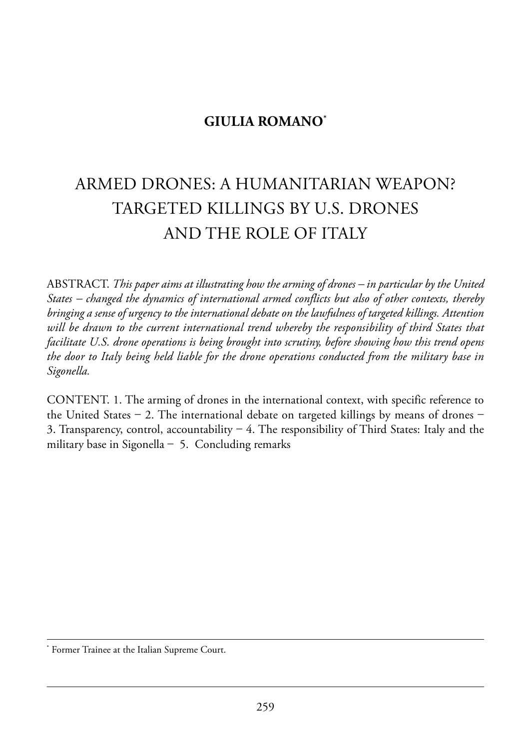**GIULIA ROMANO**[*]

# ARMED DRONES: A HUMANITARIAN WEAPON? TARGETED KILLINGS BY U.S. DRONES AND THE ROLE OF ITALY

ABSTRACT. *This paper aims at illustrating how the arming of drones – in particular by the United States – changed the dynamics of international armed conflicts but also of other contexts, thereby bringing a sense of urgency to the international debate on the lawfulness of targeted killings. Attention will be drawn to the current international trend whereby the responsibility of third States that facilitate U.S. drone operations is being brought into scrutiny, before showing how this trend opens the door to Italy being held liable for the drone operations conducted from the military base in Sigonella.*

CONTENT. 1. The arming of drones in the international context, with specific reference to the United States − 2. The international debate on targeted killings by means of drones − 3. Transparency, control, accountability − 4. The responsibility of Third States: Italy and the military base in Sigonella − 5. Concluding remarks

---

[*] Former Trainee at the Italian Supreme Court.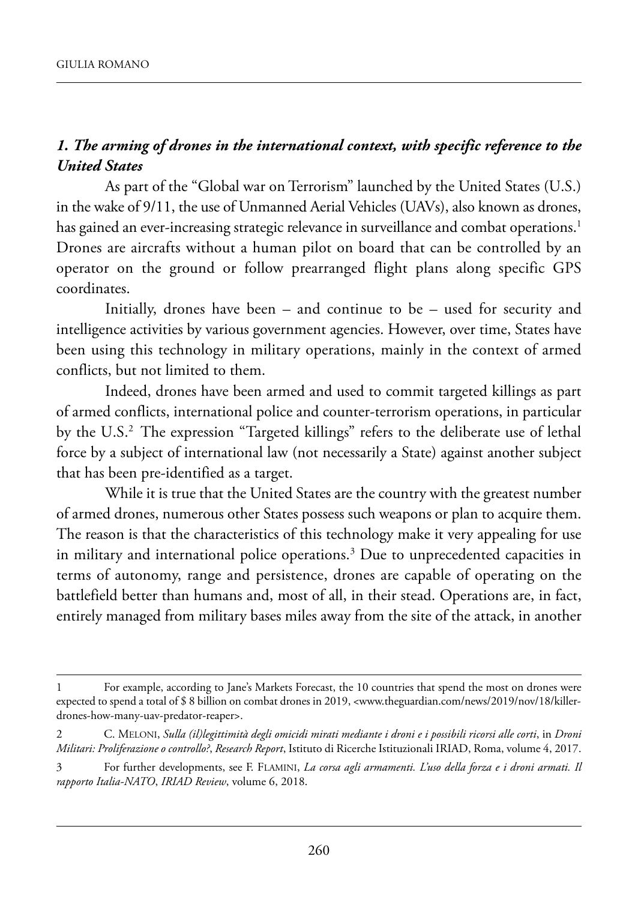### *1. The arming of drones in the international context, with specific reference to the United States*

As part of the "Global war on Terrorism" launched by the United States (U.S.) in the wake of 9/11, the use of Unmanned Aerial Vehicles (UAVs), also known as drones, has gained an ever-increasing strategic relevance in surveillance and combat operations.[1] Drones are aircrafts without a human pilot on board that can be controlled by an operator on the ground or follow prearranged flight plans along specific GPS coordinates.

Initially, drones have been – and continue to be – used for security and intelligence activities by various government agencies. However, over time, States have been using this technology in military operations, mainly in the context of armed conflicts, but not limited to them.

Indeed, drones have been armed and used to commit targeted killings as part of armed conflicts, international police and counter-terrorism operations, in particular by the U.S.[2] The expression "Targeted killings" refers to the deliberate use of lethal force by a subject of international law (not necessarily a State) against another subject that has been pre-identified as a target.

While it is true that the United States are the country with the greatest number of armed drones, numerous other States possess such weapons or plan to acquire them. The reason is that the characteristics of this technology make it very appealing for use in military and international police operations.[3] Due to unprecedented capacities in terms of autonomy, range and persistence, drones are capable of operating on the battlefield better than humans and, most of all, in their stead. Operations are, in fact, entirely managed from military bases miles away from the site of the attack, in another

---

1 For example, according to Jane's Markets Forecast, the 10 countries that spend the most on drones were expected to spend a total of $ 8 billion on combat drones in 2019, <www.theguardian.com/news/2019/nov/18/killer-drones-how-many-uav-predator-reaper>.

2 C. Meloni, *Sulla (il)legittimità degli omicidi mirati mediante i droni e i possibili ricorsi alle corti*, in *Droni Militari: Proliferazione o controllo?*, *Research Report*, Istituto di Ricerche Istituzionali IRIAD, Roma, volume 4, 2017.

3 For further developments, see F. Flamini, *La corsa agli armamenti. L'uso della forza e i droni armati. Il rapporto Italia-NATO*, *IRIAD Review*, volume 6, 2018.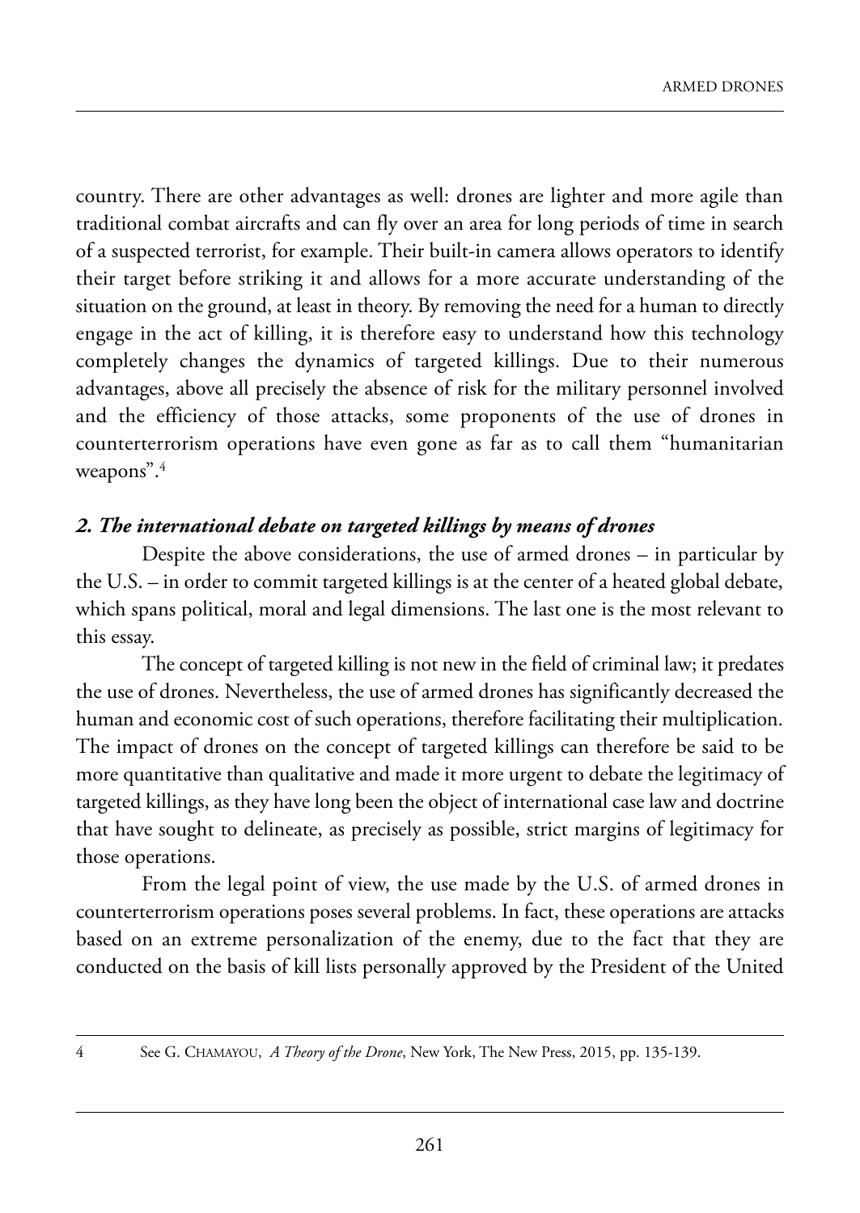country. There are other advantages as well: drones are lighter and more agile than traditional combat aircrafts and can fly over an area for long periods of time in search of a suspected terrorist, for example. Their built-in camera allows operators to identify their target before striking it and allows for a more accurate understanding of the situation on the ground, at least in theory. By removing the need for a human to directly engage in the act of killing, it is therefore easy to understand how this technology completely changes the dynamics of targeted killings. Due to their numerous advantages, above all precisely the absence of risk for the military personnel involved and the efficiency of those attacks, some proponents of the use of drones in counterterrorism operations have even gone as far as to call them "humanitarian weapons".[4]

## *2. The international debate on targeted killings by means of drones*

Despite the above considerations, the use of armed drones – in particular by the U.S. – in order to commit targeted killings is at the center of a heated global debate, which spans political, moral and legal dimensions. The last one is the most relevant to this essay.

The concept of targeted killing is not new in the field of criminal law; it predates the use of drones. Nevertheless, the use of armed drones has significantly decreased the human and economic cost of such operations, therefore facilitating their multiplication. The impact of drones on the concept of targeted killings can therefore be said to be more quantitative than qualitative and made it more urgent to debate the legitimacy of targeted killings, as they have long been the object of international case law and doctrine that have sought to delineate, as precisely as possible, strict margins of legitimacy for those operations.

From the legal point of view, the use made by the U.S. of armed drones in counterterrorism operations poses several problems. In fact, these operations are attacks based on an extreme personalization of the enemy, due to the fact that they are conducted on the basis of kill lists personally approved by the President of the United

---

4 See G. CHAMAYOU, *A Theory of the Drone*, New York, The New Press, 2015, pp. 135-139.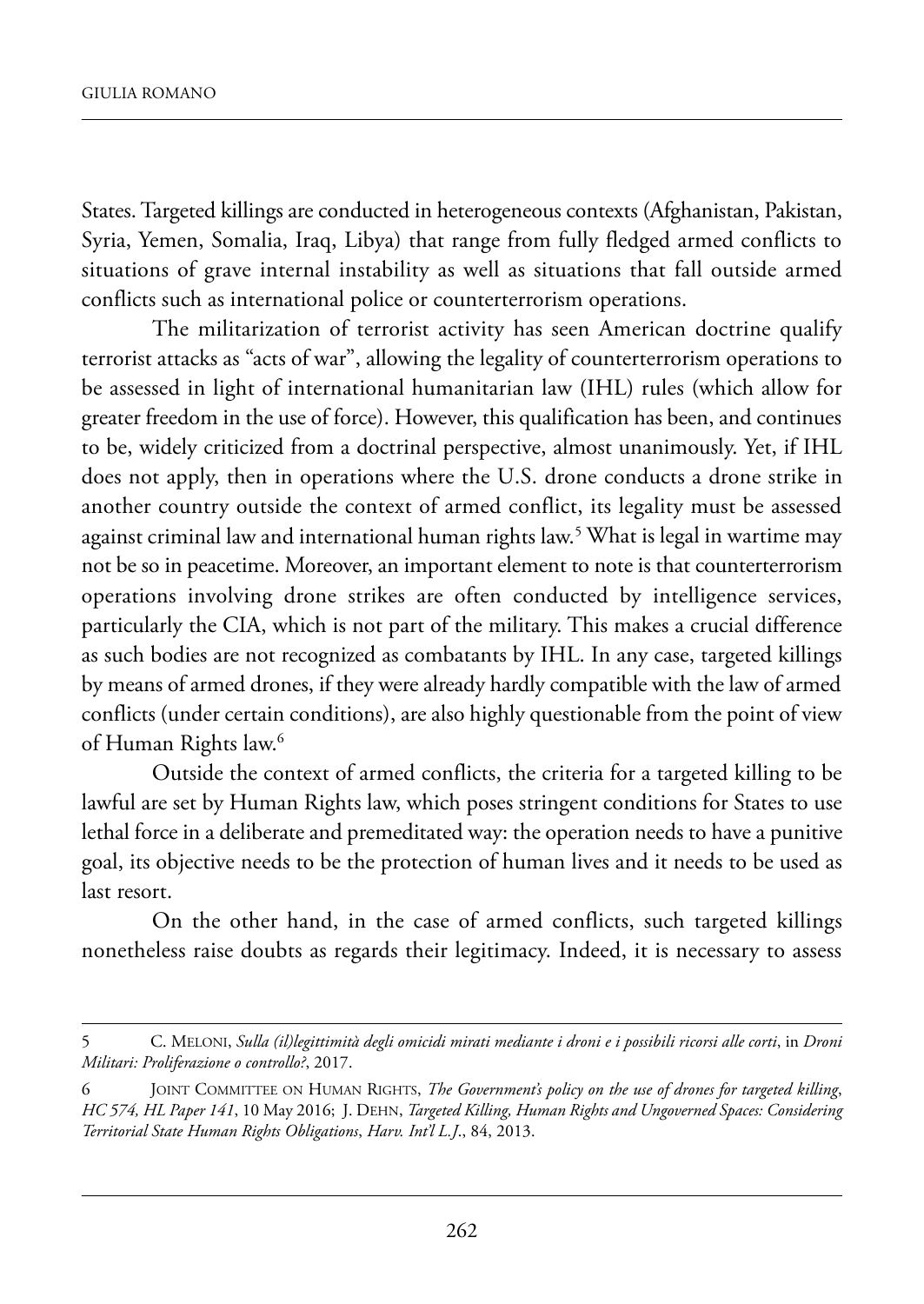States. Targeted killings are conducted in heterogeneous contexts (Afghanistan, Pakistan, Syria, Yemen, Somalia, Iraq, Libya) that range from fully fledged armed conflicts to situations of grave internal instability as well as situations that fall outside armed conflicts such as international police or counterterrorism operations.

The militarization of terrorist activity has seen American doctrine qualify terrorist attacks as "acts of war", allowing the legality of counterterrorism operations to be assessed in light of international humanitarian law (IHL) rules (which allow for greater freedom in the use of force). However, this qualification has been, and continues to be, widely criticized from a doctrinal perspective, almost unanimously. Yet, if IHL does not apply, then in operations where the U.S. drone conducts a drone strike in another country outside the context of armed conflict, its legality must be assessed against criminal law and international human rights law.[5] What is legal in wartime may not be so in peacetime. Moreover, an important element to note is that counterterrorism operations involving drone strikes are often conducted by intelligence services, particularly the CIA, which is not part of the military. This makes a crucial difference as such bodies are not recognized as combatants by IHL. In any case, targeted killings by means of armed drones, if they were already hardly compatible with the law of armed conflicts (under certain conditions), are also highly questionable from the point of view of Human Rights law.[6]

Outside the context of armed conflicts, the criteria for a targeted killing to be lawful are set by Human Rights law, which poses stringent conditions for States to use lethal force in a deliberate and premeditated way: the operation needs to have a punitive goal, its objective needs to be the protection of human lives and it needs to be used as last resort.

On the other hand, in the case of armed conflicts, such targeted killings nonetheless raise doubts as regards their legitimacy. Indeed, it is necessary to assess

---

5 C. Meloni, *Sulla (il)legittimità degli omicidi mirati mediante i droni e i possibili ricorsi alle corti*, in *Droni Militari: Proliferazione o controllo?*, 2017.

6 Joint Committee on Human Rights, *The Government's policy on the use of drones for targeted killing*, *HC 574, HL Paper 141*, 10 May 2016; J. Dehn, *Targeted Killing, Human Rights and Ungoverned Spaces: Considering Territorial State Human Rights Obligations*, *Harv. Int'l L.J.*, 84, 2013.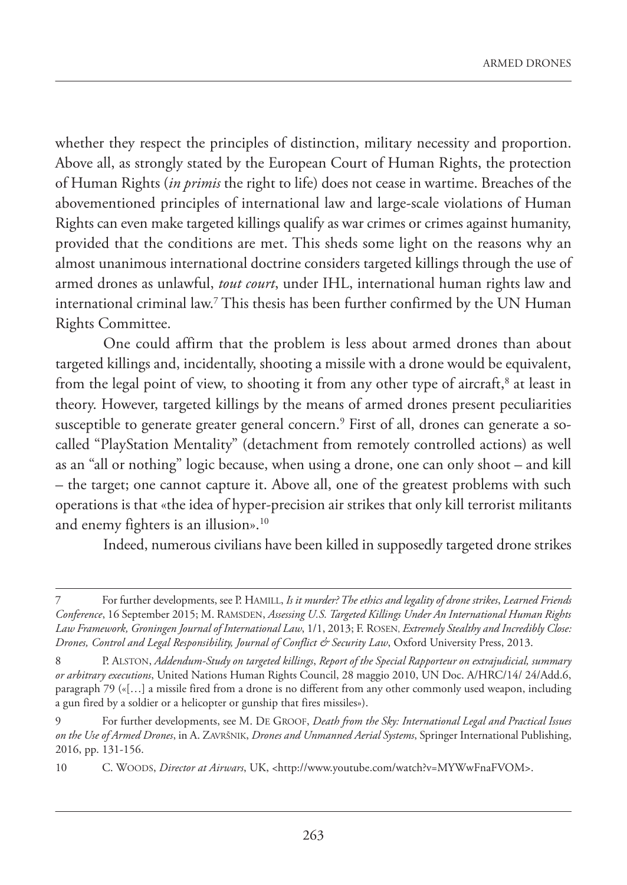whether they respect the principles of distinction, military necessity and proportion. Above all, as strongly stated by the European Court of Human Rights, the protection of Human Rights (*in primis* the right to life) does not cease in wartime. Breaches of the abovementioned principles of international law and large-scale violations of Human Rights can even make targeted killings qualify as war crimes or crimes against humanity, provided that the conditions are met. This sheds some light on the reasons why an almost unanimous international doctrine considers targeted killings through the use of armed drones as unlawful, *tout court*, under IHL, international human rights law and international criminal law.[7] This thesis has been further confirmed by the UN Human Rights Committee.

One could affirm that the problem is less about armed drones than about targeted killings and, incidentally, shooting a missile with a drone would be equivalent, from the legal point of view, to shooting it from any other type of aircraft,[8] at least in theory. However, targeted killings by the means of armed drones present peculiarities susceptible to generate greater general concern.[9] First of all, drones can generate a so-called "PlayStation Mentality" (detachment from remotely controlled actions) as well as an "all or nothing" logic because, when using a drone, one can only shoot – and kill – the target; one cannot capture it. Above all, one of the greatest problems with such operations is that «the idea of hyper-precision air strikes that only kill terrorist militants and enemy fighters is an illusion».[10]

Indeed, numerous civilians have been killed in supposedly targeted drone strikes

---

7 For further developments, see P. Hamill, *Is it murder? The ethics and legality of drone strikes*, *Learned Friends Conference*, 16 September 2015; M. Ramsden, *Assessing U.S. Targeted Killings Under An International Human Rights Law Framework, Groningen Journal of International Law*, 1/1, 2013; F. Rosen, *Extremely Stealthy and Incredibly Close: Drones, Control and Legal Responsibility, Journal of Conflict & Security Law*, Oxford University Press, 2013.

8 P. Alston, *Addendum-Study on targeted killings*, *Report of the Special Rapporteur on extrajudicial, summary or arbitrary executions*, United Nations Human Rights Council, 28 maggio 2010, UN Doc. A/HRC/14/ 24/Add.6, paragraph 79 («[…] a missile fired from a drone is no different from any other commonly used weapon, including a gun fired by a soldier or a helicopter or gunship that fires missiles»).

9 For further developments, see M. De Groof, *Death from the Sky: International Legal and Practical Issues on the Use of Armed Drones*, in A. Završnik, *Drones and Unmanned Aerial Systems*, Springer International Publishing, 2016, pp. 131-156.

10 C. Woods, *Director at Airwars*, UK, <http://www.youtube.com/watch?v=MYWwFnaFVOM>.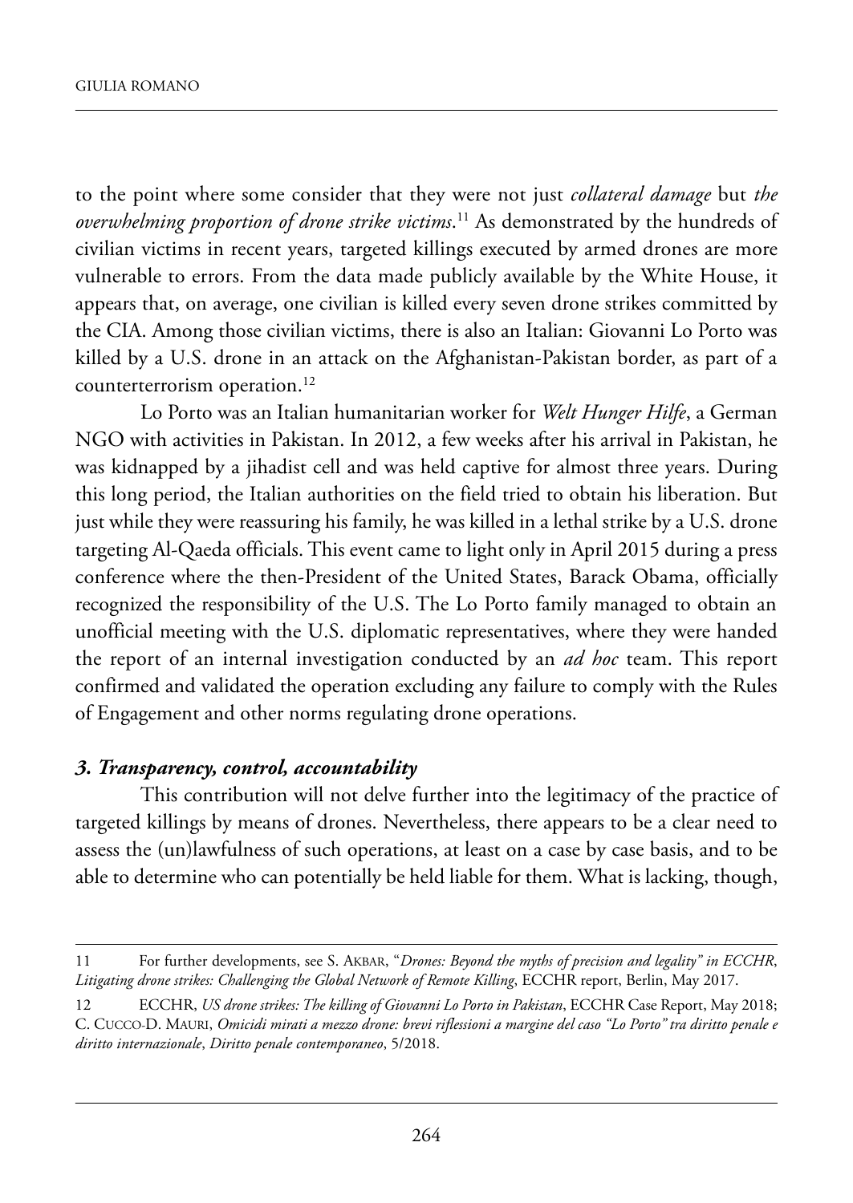to the point where some consider that they were not just *collateral damage* but *the overwhelming proportion of drone strike victims*.[11] As demonstrated by the hundreds of civilian victims in recent years, targeted killings executed by armed drones are more vulnerable to errors. From the data made publicly available by the White House, it appears that, on average, one civilian is killed every seven drone strikes committed by the CIA. Among those civilian victims, there is also an Italian: Giovanni Lo Porto was killed by a U.S. drone in an attack on the Afghanistan-Pakistan border, as part of a counterterrorism operation.[12]

Lo Porto was an Italian humanitarian worker for *Welt Hunger Hilfe*, a German NGO with activities in Pakistan. In 2012, a few weeks after his arrival in Pakistan, he was kidnapped by a jihadist cell and was held captive for almost three years. During this long period, the Italian authorities on the field tried to obtain his liberation. But just while they were reassuring his family, he was killed in a lethal strike by a U.S. drone targeting Al-Qaeda officials. This event came to light only in April 2015 during a press conference where the then-President of the United States, Barack Obama, officially recognized the responsibility of the U.S. The Lo Porto family managed to obtain an unofficial meeting with the U.S. diplomatic representatives, where they were handed the report of an internal investigation conducted by an *ad hoc* team. This report confirmed and validated the operation excluding any failure to comply with the Rules of Engagement and other norms regulating drone operations.

### ***3. Transparency, control, accountability***

This contribution will not delve further into the legitimacy of the practice of targeted killings by means of drones. Nevertheless, there appears to be a clear need to assess the (un)lawfulness of such operations, at least on a case by case basis, and to be able to determine who can potentially be held liable for them. What is lacking, though,

---

11 For further developments, see S. Akbar, "*Drones: Beyond the myths of precision and legality" in ECCHR*, *Litigating drone strikes: Challenging the Global Network of Remote Killing*, ECCHR report, Berlin, May 2017.

12 ECCHR, *US drone strikes: The killing of Giovanni Lo Porto in Pakistan*, ECCHR Case Report, May 2018; C. Cucco-D. Mauri, *Omicidi mirati a mezzo drone: brevi riflessioni a margine del caso "Lo Porto" tra diritto penale e diritto internazionale*, *Diritto penale contemporaneo*, 5/2018.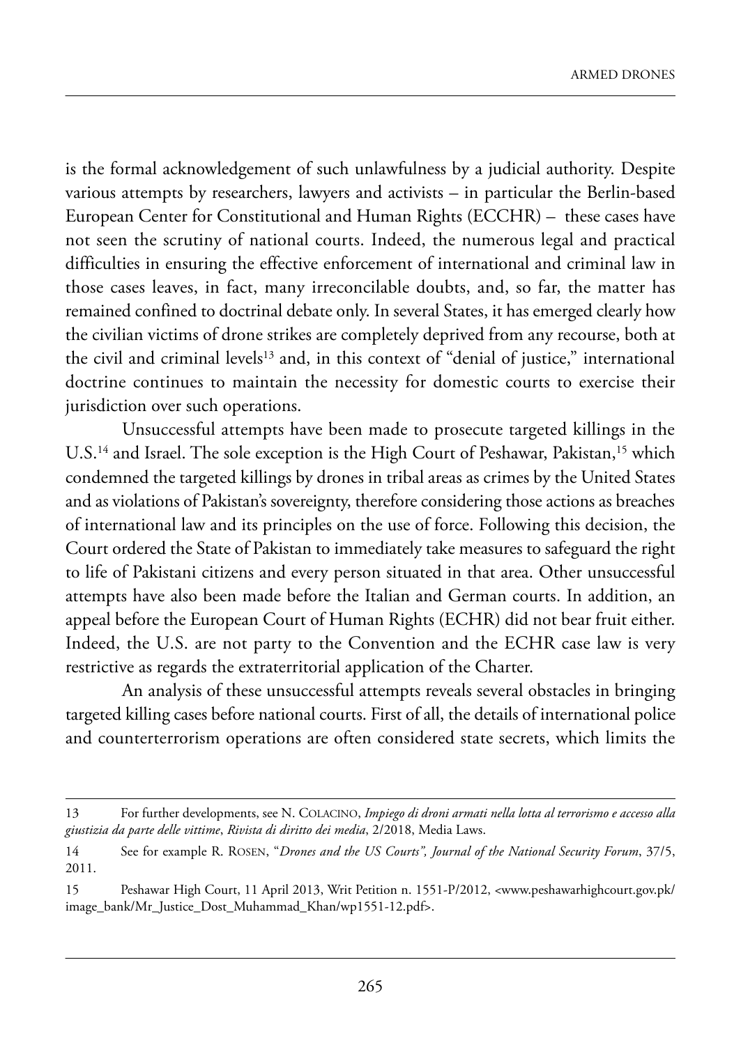is the formal acknowledgement of such unlawfulness by a judicial authority. Despite various attempts by researchers, lawyers and activists – in particular the Berlin-based European Center for Constitutional and Human Rights (ECCHR) – these cases have not seen the scrutiny of national courts. Indeed, the numerous legal and practical difficulties in ensuring the effective enforcement of international and criminal law in those cases leaves, in fact, many irreconcilable doubts, and, so far, the matter has remained confined to doctrinal debate only. In several States, it has emerged clearly how the civilian victims of drone strikes are completely deprived from any recourse, both at the civil and criminal levels[13] and, in this context of "denial of justice," international doctrine continues to maintain the necessity for domestic courts to exercise their jurisdiction over such operations.

Unsuccessful attempts have been made to prosecute targeted killings in the U.S.[14] and Israel. The sole exception is the High Court of Peshawar, Pakistan,[15] which condemned the targeted killings by drones in tribal areas as crimes by the United States and as violations of Pakistan's sovereignty, therefore considering those actions as breaches of international law and its principles on the use of force. Following this decision, the Court ordered the State of Pakistan to immediately take measures to safeguard the right to life of Pakistani citizens and every person situated in that area. Other unsuccessful attempts have also been made before the Italian and German courts. In addition, an appeal before the European Court of Human Rights (ECHR) did not bear fruit either. Indeed, the U.S. are not party to the Convention and the ECHR case law is very restrictive as regards the extraterritorial application of the Charter.

An analysis of these unsuccessful attempts reveals several obstacles in bringing targeted killing cases before national courts. First of all, the details of international police and counterterrorism operations are often considered state secrets, which limits the

---

13 For further developments, see N. COLACINO, *Impiego di droni armati nella lotta al terrorismo e accesso alla giustizia da parte delle vittime*, *Rivista di diritto dei media*, 2/2018, Media Laws.

14 See for example R. ROSEN, "*Drones and the US Courts", Journal of the National Security Forum*, 37/5, 2011.

15 Peshawar High Court, 11 April 2013, Writ Petition n. 1551-P/2012, <www.peshawarhighcourt.gov.pk/image_bank/Mr_Justice_Dost_Muhammad_Khan/wp1551-12.pdf>.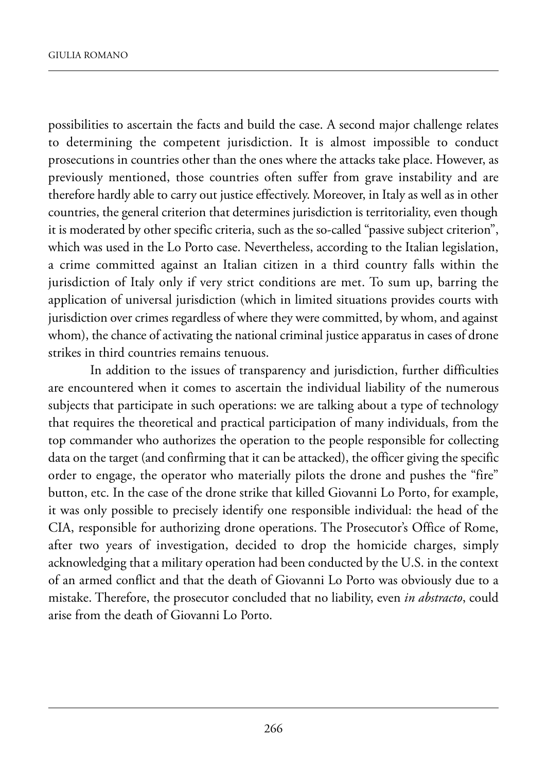possibilities to ascertain the facts and build the case. A second major challenge relates to determining the competent jurisdiction. It is almost impossible to conduct prosecutions in countries other than the ones where the attacks take place. However, as previously mentioned, those countries often suffer from grave instability and are therefore hardly able to carry out justice effectively. Moreover, in Italy as well as in other countries, the general criterion that determines jurisdiction is territoriality, even though it is moderated by other specific criteria, such as the so-called "passive subject criterion", which was used in the Lo Porto case. Nevertheless, according to the Italian legislation, a crime committed against an Italian citizen in a third country falls within the jurisdiction of Italy only if very strict conditions are met. To sum up, barring the application of universal jurisdiction (which in limited situations provides courts with jurisdiction over crimes regardless of where they were committed, by whom, and against whom), the chance of activating the national criminal justice apparatus in cases of drone strikes in third countries remains tenuous.

In addition to the issues of transparency and jurisdiction, further difficulties are encountered when it comes to ascertain the individual liability of the numerous subjects that participate in such operations: we are talking about a type of technology that requires the theoretical and practical participation of many individuals, from the top commander who authorizes the operation to the people responsible for collecting data on the target (and confirming that it can be attacked), the officer giving the specific order to engage, the operator who materially pilots the drone and pushes the "fire" button, etc. In the case of the drone strike that killed Giovanni Lo Porto, for example, it was only possible to precisely identify one responsible individual: the head of the CIA, responsible for authorizing drone operations. The Prosecutor's Office of Rome, after two years of investigation, decided to drop the homicide charges, simply acknowledging that a military operation had been conducted by the U.S. in the context of an armed conflict and that the death of Giovanni Lo Porto was obviously due to a mistake. Therefore, the prosecutor concluded that no liability, even *in abstracto*, could arise from the death of Giovanni Lo Porto.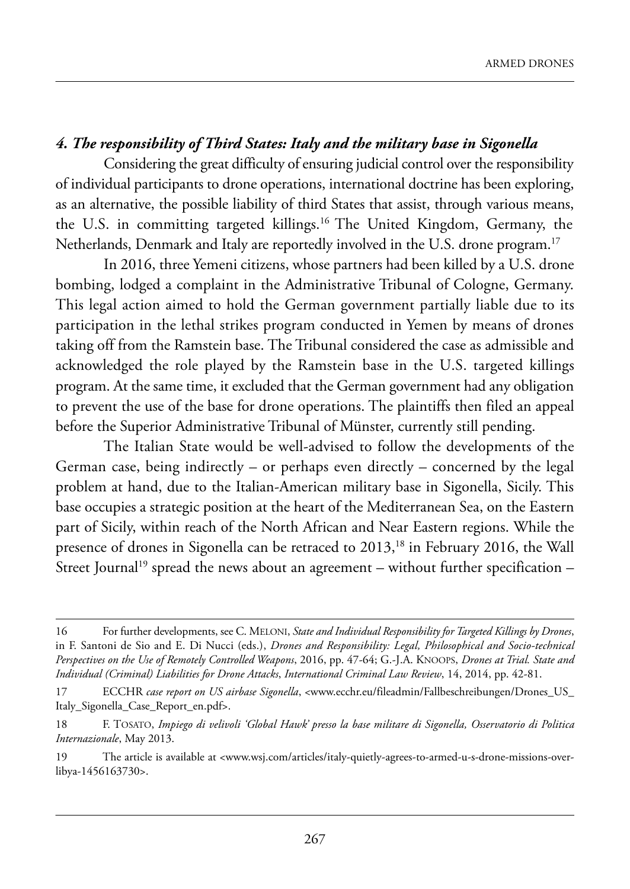### *4. The responsibility of Third States: Italy and the military base in Sigonella*

Considering the great difficulty of ensuring judicial control over the responsibility of individual participants to drone operations, international doctrine has been exploring, as an alternative, the possible liability of third States that assist, through various means, the U.S. in committing targeted killings.[16] The United Kingdom, Germany, the Netherlands, Denmark and Italy are reportedly involved in the U.S. drone program.[17]

In 2016, three Yemeni citizens, whose partners had been killed by a U.S. drone bombing, lodged a complaint in the Administrative Tribunal of Cologne, Germany. This legal action aimed to hold the German government partially liable due to its participation in the lethal strikes program conducted in Yemen by means of drones taking off from the Ramstein base. The Tribunal considered the case as admissible and acknowledged the role played by the Ramstein base in the U.S. targeted killings program. At the same time, it excluded that the German government had any obligation to prevent the use of the base for drone operations. The plaintiffs then filed an appeal before the Superior Administrative Tribunal of Münster, currently still pending.

The Italian State would be well-advised to follow the developments of the German case, being indirectly – or perhaps even directly – concerned by the legal problem at hand, due to the Italian-American military base in Sigonella, Sicily. This base occupies a strategic position at the heart of the Mediterranean Sea, on the Eastern part of Sicily, within reach of the North African and Near Eastern regions. While the presence of drones in Sigonella can be retraced to 2013,[18] in February 2016, the Wall Street Journal[19] spread the news about an agreement – without further specification –

---

16 For further developments, see C. Meloni, *State and Individual Responsibility for Targeted Killings by Drones*, in F. Santoni de Sio and E. Di Nucci (eds.), *Drones and Responsibility: Legal, Philosophical and Socio-technical Perspectives on the Use of Remotely Controlled Weapons*, 2016, pp. 47-64; G.-J.A. Knoops, *Drones at Trial. State and Individual (Criminal) Liabilities for Drone Attacks*, *International Criminal Law Review*, 14, 2014, pp. 42-81.

17 ECCHR *case report on US airbase Sigonella*, <www.ecchr.eu/fileadmin/Fallbeschreibungen/Drones_US_Italy_Sigonella_Case_Report_en.pdf>.

18 F. Tosato, *Impiego di velivoli 'Global Hawk' presso la base militare di Sigonella, Osservatorio di Politica Internazionale*, May 2013.

19 The article is available at <www.wsj.com/articles/italy-quietly-agrees-to-armed-u-s-drone-missions-over-libya-1456163730>.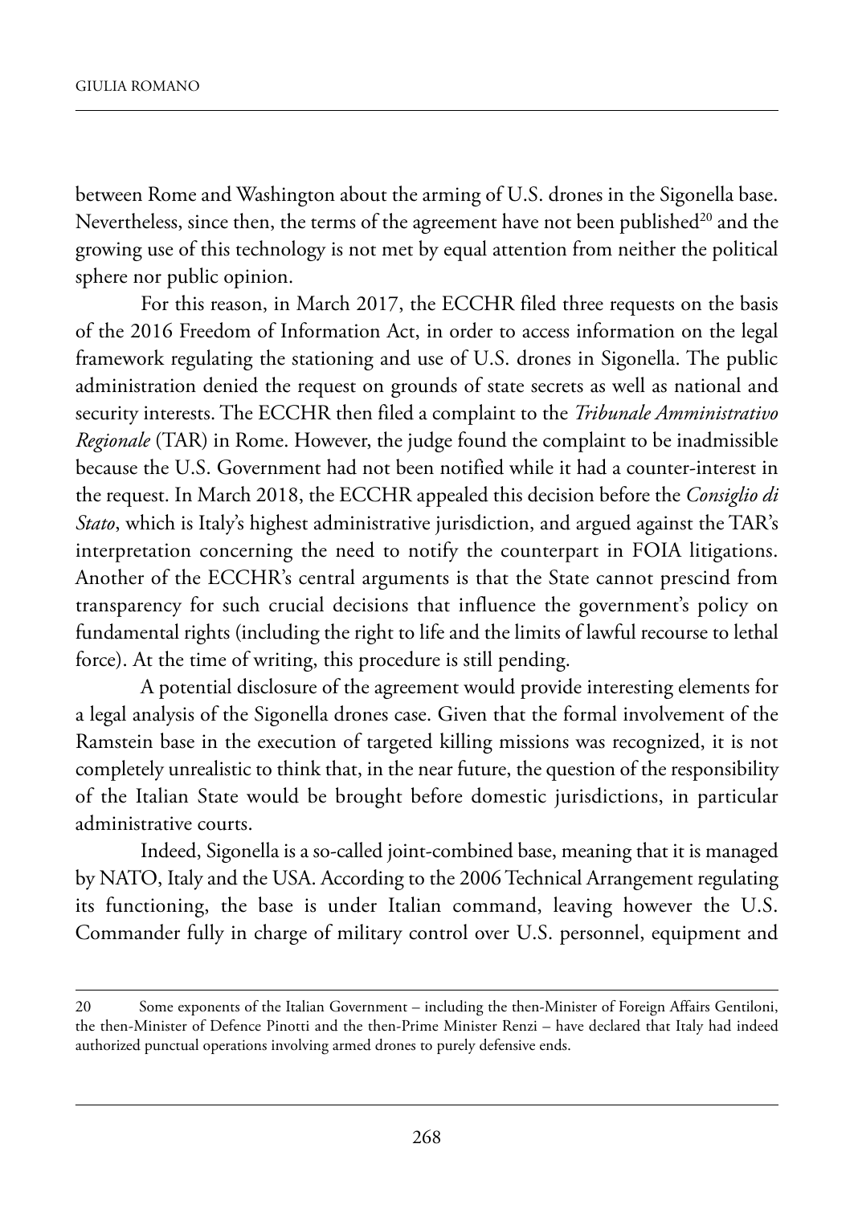between Rome and Washington about the arming of U.S. drones in the Sigonella base. Nevertheless, since then, the terms of the agreement have not been published[20] and the growing use of this technology is not met by equal attention from neither the political sphere nor public opinion.

For this reason, in March 2017, the ECCHR filed three requests on the basis of the 2016 Freedom of Information Act, in order to access information on the legal framework regulating the stationing and use of U.S. drones in Sigonella. The public administration denied the request on grounds of state secrets as well as national and security interests. The ECCHR then filed a complaint to the *Tribunale Amministrativo Regionale* (TAR) in Rome. However, the judge found the complaint to be inadmissible because the U.S. Government had not been notified while it had a counter-interest in the request. In March 2018, the ECCHR appealed this decision before the *Consiglio di Stato*, which is Italy's highest administrative jurisdiction, and argued against the TAR's interpretation concerning the need to notify the counterpart in FOIA litigations. Another of the ECCHR's central arguments is that the State cannot prescind from transparency for such crucial decisions that influence the government's policy on fundamental rights (including the right to life and the limits of lawful recourse to lethal force). At the time of writing, this procedure is still pending.

A potential disclosure of the agreement would provide interesting elements for a legal analysis of the Sigonella drones case. Given that the formal involvement of the Ramstein base in the execution of targeted killing missions was recognized, it is not completely unrealistic to think that, in the near future, the question of the responsibility of the Italian State would be brought before domestic jurisdictions, in particular administrative courts.

Indeed, Sigonella is a so-called joint-combined base, meaning that it is managed by NATO, Italy and the USA. According to the 2006 Technical Arrangement regulating its functioning, the base is under Italian command, leaving however the U.S. Commander fully in charge of military control over U.S. personnel, equipment and

---

20 Some exponents of the Italian Government – including the then-Minister of Foreign Affairs Gentiloni, the then-Minister of Defence Pinotti and the then-Prime Minister Renzi – have declared that Italy had indeed authorized punctual operations involving armed drones to purely defensive ends.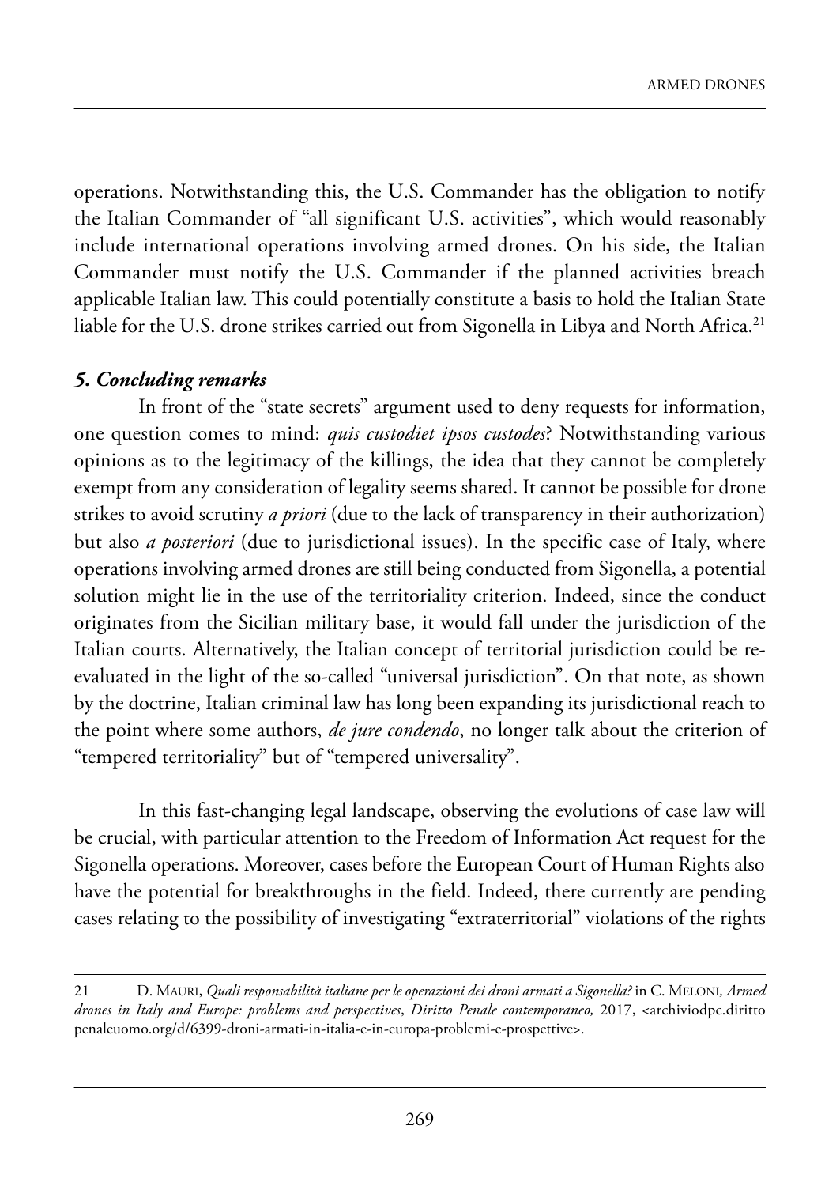operations. Notwithstanding this, the U.S. Commander has the obligation to notify the Italian Commander of "all significant U.S. activities", which would reasonably include international operations involving armed drones. On his side, the Italian Commander must notify the U.S. Commander if the planned activities breach applicable Italian law. This could potentially constitute a basis to hold the Italian State liable for the U.S. drone strikes carried out from Sigonella in Libya and North Africa.[21]

### *5. Concluding remarks*

In front of the "state secrets" argument used to deny requests for information, one question comes to mind: *quis custodiet ipsos custodes*? Notwithstanding various opinions as to the legitimacy of the killings, the idea that they cannot be completely exempt from any consideration of legality seems shared. It cannot be possible for drone strikes to avoid scrutiny *a priori* (due to the lack of transparency in their authorization) but also *a posteriori* (due to jurisdictional issues). In the specific case of Italy, where operations involving armed drones are still being conducted from Sigonella, a potential solution might lie in the use of the territoriality criterion. Indeed, since the conduct originates from the Sicilian military base, it would fall under the jurisdiction of the Italian courts. Alternatively, the Italian concept of territorial jurisdiction could be re-evaluated in the light of the so-called "universal jurisdiction". On that note, as shown by the doctrine, Italian criminal law has long been expanding its jurisdictional reach to the point where some authors, *de jure condendo*, no longer talk about the criterion of "tempered territoriality" but of "tempered universality".

In this fast-changing legal landscape, observing the evolutions of case law will be crucial, with particular attention to the Freedom of Information Act request for the Sigonella operations. Moreover, cases before the European Court of Human Rights also have the potential for breakthroughs in the field. Indeed, there currently are pending cases relating to the possibility of investigating "extraterritorial" violations of the rights

---

21 D. Mauri, *Quali responsabilità italiane per le operazioni dei droni armati a Sigonella?* in C. Meloni, *Armed drones in Italy and Europe: problems and perspectives*, *Diritto Penale contemporaneo,* 2017, <archiviodpc.dirittopenaleuomo.org/d/6399-droni-armati-in-italia-e-in-europa-problemi-e-prospettive>.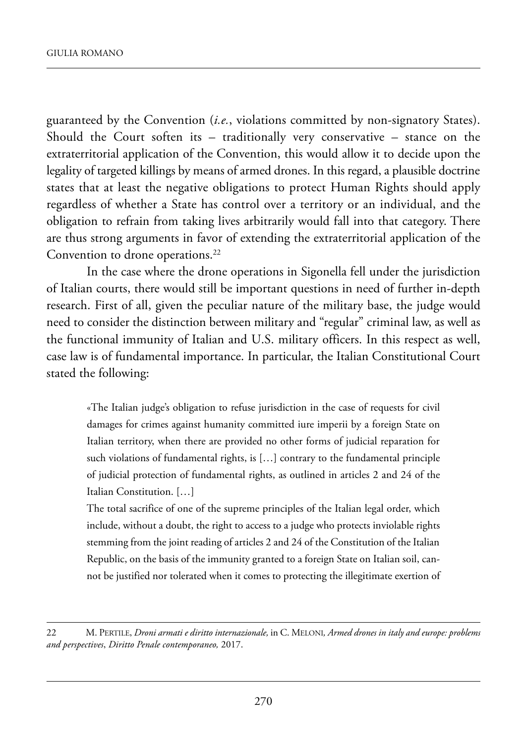guaranteed by the Convention (*i.e.*, violations committed by non-signatory States). Should the Court soften its – traditionally very conservative – stance on the extraterritorial application of the Convention, this would allow it to decide upon the legality of targeted killings by means of armed drones. In this regard, a plausible doctrine states that at least the negative obligations to protect Human Rights should apply regardless of whether a State has control over a territory or an individual, and the obligation to refrain from taking lives arbitrarily would fall into that category. There are thus strong arguments in favor of extending the extraterritorial application of the Convention to drone operations.[22]

In the case where the drone operations in Sigonella fell under the jurisdiction of Italian courts, there would still be important questions in need of further in-depth research. First of all, given the peculiar nature of the military base, the judge would need to consider the distinction between military and "regular" criminal law, as well as the functional immunity of Italian and U.S. military officers. In this respect as well, case law is of fundamental importance. In particular, the Italian Constitutional Court stated the following:

> «The Italian judge's obligation to refuse jurisdiction in the case of requests for civil damages for crimes against humanity committed iure imperii by a foreign State on Italian territory, when there are provided no other forms of judicial reparation for such violations of fundamental rights, is […] contrary to the fundamental principle of judicial protection of fundamental rights, as outlined in articles 2 and 24 of the Italian Constitution. […]
>
> The total sacrifice of one of the supreme principles of the Italian legal order, which include, without a doubt, the right to access to a judge who protects inviolable rights stemming from the joint reading of articles 2 and 24 of the Constitution of the Italian Republic, on the basis of the immunity granted to a foreign State on Italian soil, cannot be justified nor tolerated when it comes to protecting the illegitimate exertion of

---

22 M. Pertile, *Droni armati e diritto internazionale,* in C. Meloni*, Armed drones in italy and europe: problems and perspectives*, *Diritto Penale contemporaneo,* 2017.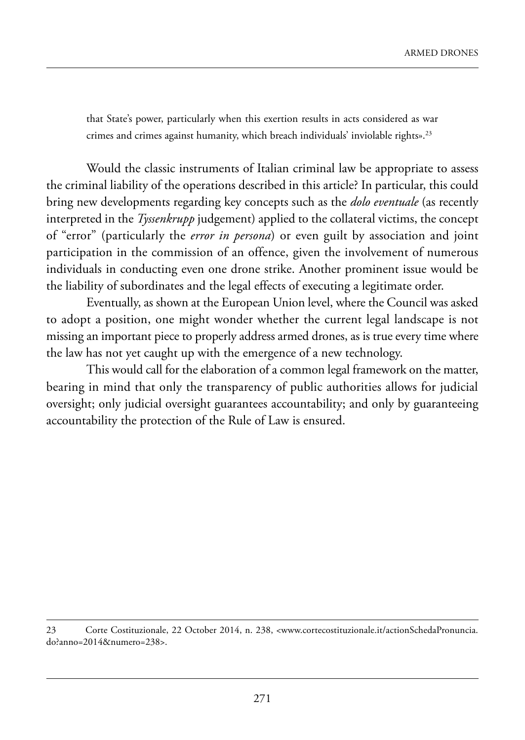that State's power, particularly when this exertion results in acts considered as war crimes and crimes against humanity, which breach individuals' inviolable rights».[23]

Would the classic instruments of Italian criminal law be appropriate to assess the criminal liability of the operations described in this article? In particular, this could bring new developments regarding key concepts such as the *dolo eventuale* (as recently interpreted in the *Tyssenkrupp* judgement) applied to the collateral victims, the concept of "error" (particularly the *error in persona*) or even guilt by association and joint participation in the commission of an offence, given the involvement of numerous individuals in conducting even one drone strike. Another prominent issue would be the liability of subordinates and the legal effects of executing a legitimate order.

Eventually, as shown at the European Union level, where the Council was asked to adopt a position, one might wonder whether the current legal landscape is not missing an important piece to properly address armed drones, as is true every time where the law has not yet caught up with the emergence of a new technology.

This would call for the elaboration of a common legal framework on the matter, bearing in mind that only the transparency of public authorities allows for judicial oversight; only judicial oversight guarantees accountability; and only by guaranteeing accountability the protection of the Rule of Law is ensured.

---

23 Corte Costituzionale, 22 October 2014, n. 238, <www.cortecostituzionale.it/actionSchedaPronuncia.do?anno=2014&numero=238>.